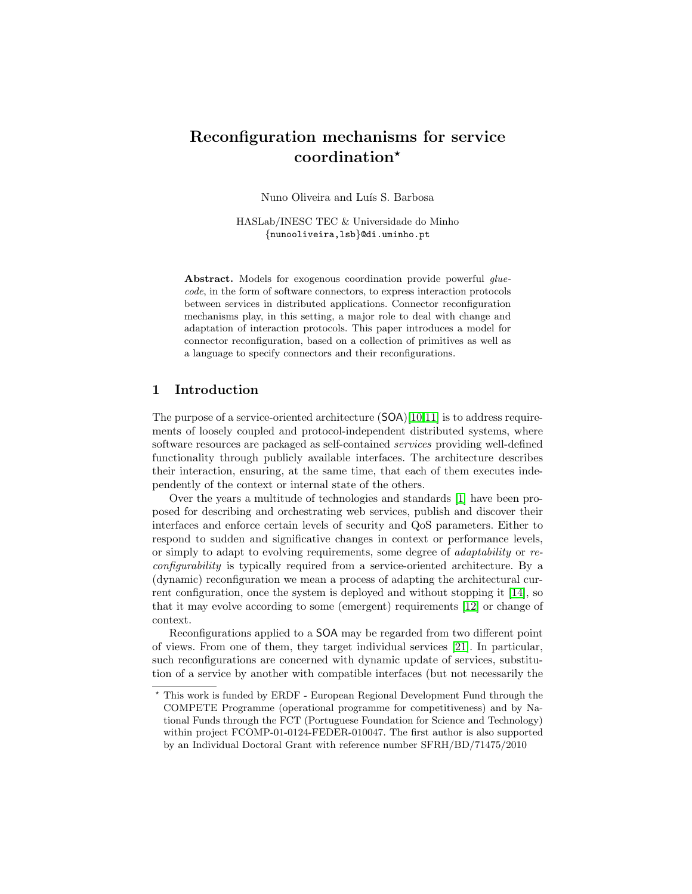# Reconfiguration mechanisms for service coordination*

Nuno Oliveira and Luís S. Barbosa

HASLab/INESC TEC & Universidade do Minho
{nunooliveira,lsb}@di.uminho.pt

**Abstract.** Models for exogenous coordination provide powerful *glue-code*, in the form of software connectors, to express interaction protocols between services in distributed applications. Connector reconfiguration mechanisms play, in this setting, a major role to deal with change and adaptation of interaction protocols. This paper introduces a model for connector reconfiguration, based on a collection of primitives as well as a language to specify connectors and their reconfigurations.

## 1 Introduction

The purpose of a service-oriented architecture (SOA)[10,11] is to address requirements of loosely coupled and protocol-independent distributed systems, where software resources are packaged as self-contained *services* providing well-defined functionality through publicly available interfaces. The architecture describes their interaction, ensuring, at the same time, that each of them executes independently of the context or internal state of the others.

Over the years a multitude of technologies and standards [1] have been proposed for describing and orchestrating web services, publish and discover their interfaces and enforce certain levels of security and QoS parameters. Either to respond to sudden and significative changes in context or performance levels, or simply to adapt to evolving requirements, some degree of *adaptability* or *reconfigurability* is typically required from a service-oriented architecture. By a (dynamic) reconfiguration we mean a process of adapting the architectural current configuration, once the system is deployed and without stopping it [14], so that it may evolve according to some (emergent) requirements [12] or change of context.

Reconfigurations applied to a SOA may be regarded from two different point of views. From one of them, they target individual services [21]. In particular, such reconfigurations are concerned with dynamic update of services, substitution of a service by another with compatible interfaces (but not necessarily the

---

* This work is funded by ERDF - European Regional Development Fund through the COMPETE Programme (operational programme for competitiveness) and by National Funds through the FCT (Portuguese Foundation for Science and Technology) within project FCOMP-01-0124-FEDER-010047. The first author is also supported by an Individual Doctoral Grant with reference number SFRH/BD/71475/2010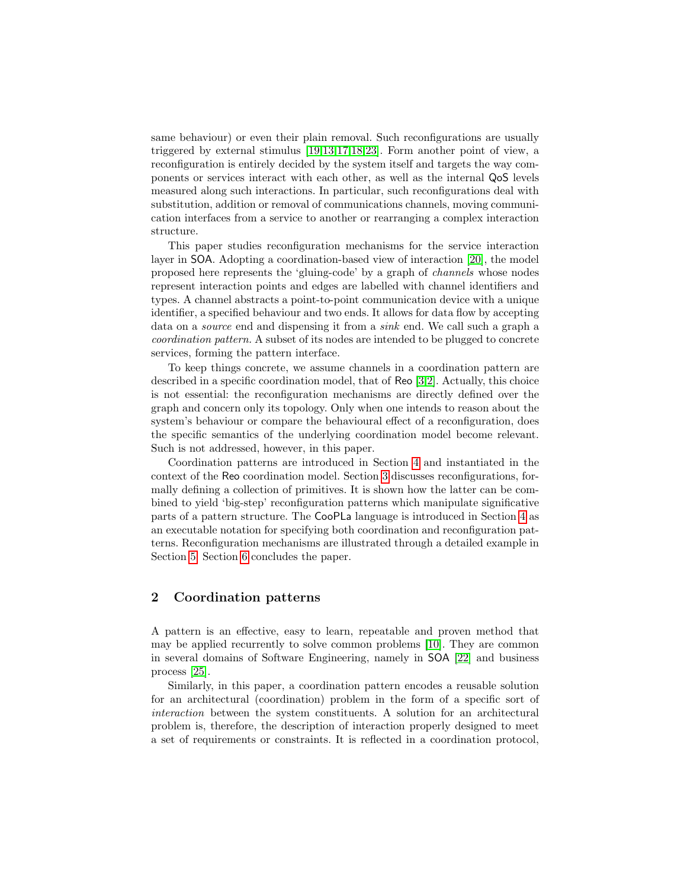same behaviour) or even their plain removal. Such reconfigurations are usually triggered by external stimulus [19,13,17,18,23]. Form another point of view, a reconfiguration is entirely decided by the system itself and targets the way components or services interact with each other, as well as the internal QoS levels measured along such interactions. In particular, such reconfigurations deal with substitution, addition or removal of communications channels, moving communication interfaces from a service to another or rearranging a complex interaction structure.

This paper studies reconfiguration mechanisms for the service interaction layer in SOA. Adopting a coordination-based view of interaction [20], the model proposed here represents the 'gluing-code' by a graph of *channels* whose nodes represent interaction points and edges are labelled with channel identifiers and types. A channel abstracts a point-to-point communication device with a unique identifier, a specified behaviour and two ends. It allows for data flow by accepting data on a *source* end and dispensing it from a *sink* end. We call such a graph a *coordination pattern*. A subset of its nodes are intended to be plugged to concrete services, forming the pattern interface.

To keep things concrete, we assume channels in a coordination pattern are described in a specific coordination model, that of Reo [3,2]. Actually, this choice is not essential: the reconfiguration mechanisms are directly defined over the graph and concern only its topology. Only when one intends to reason about the system's behaviour or compare the behavioural effect of a reconfiguration, does the specific semantics of the underlying coordination model become relevant. Such is not addressed, however, in this paper.

Coordination patterns are introduced in Section 4 and instantiated in the context of the Reo coordination model. Section 3 discusses reconfigurations, formally defining a collection of primitives. It is shown how the latter can be combined to yield 'big-step' reconfiguration patterns which manipulate significative parts of a pattern structure. The CooPLa language is introduced in Section 4 as an executable notation for specifying both coordination and reconfiguration patterns. Reconfiguration mechanisms are illustrated through a detailed example in Section 5. Section 6 concludes the paper.

## 2 Coordination patterns

A pattern is an effective, easy to learn, repeatable and proven method that may be applied recurrently to solve common problems [10]. They are common in several domains of Software Engineering, namely in SOA [22] and business process [25].

Similarly, in this paper, a coordination pattern encodes a reusable solution for an architectural (coordination) problem in the form of a specific sort of *interaction* between the system constituents. A solution for an architectural problem is, therefore, the description of interaction properly designed to meet a set of requirements or constraints. It is reflected in a coordination protocol,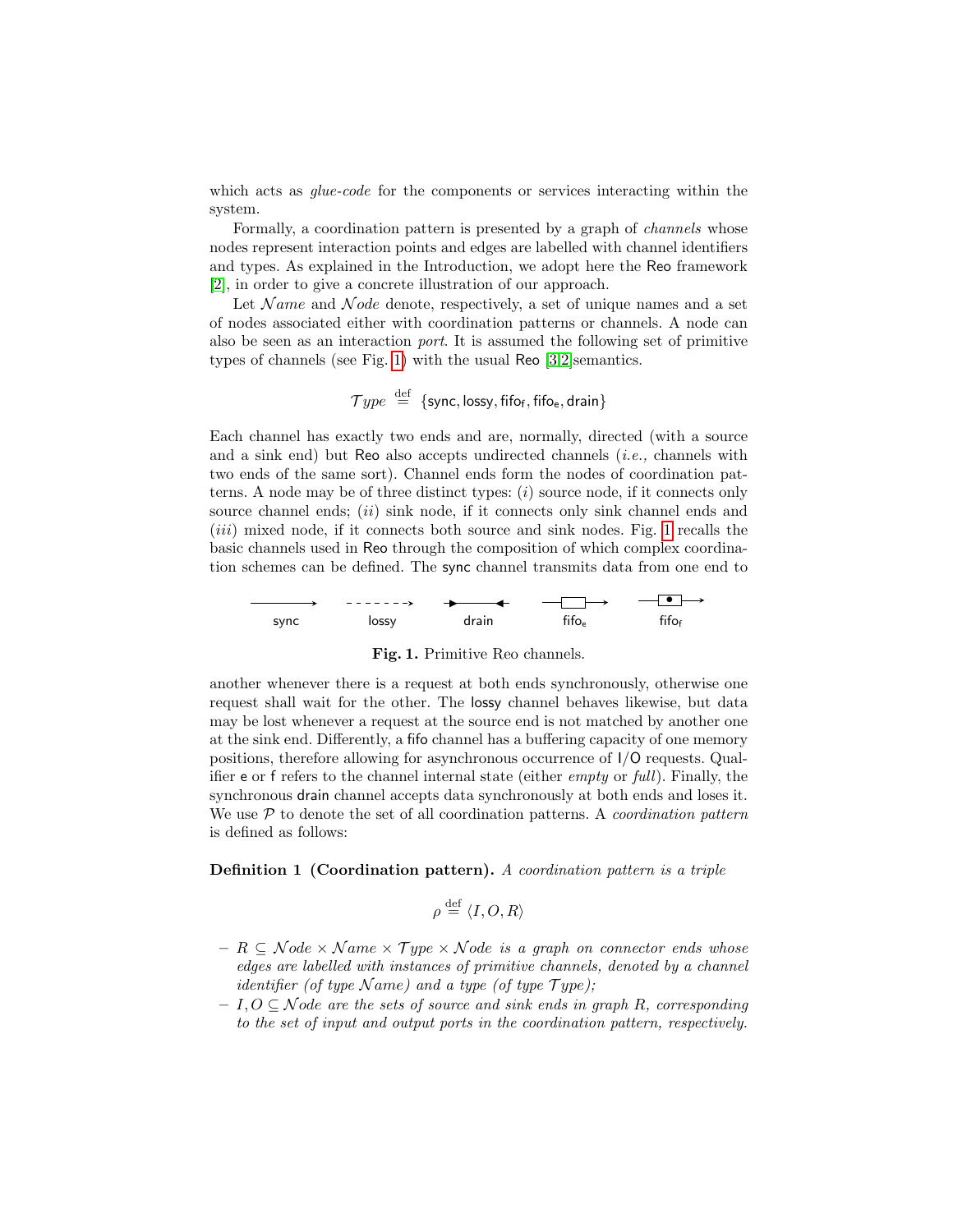which acts as *glue-code* for the components or services interacting within the system.

Formally, a coordination pattern is presented by a graph of *channels* whose nodes represent interaction points and edges are labelled with channel identifiers and types. As explained in the Introduction, we adopt here the Reo framework [2], in order to give a concrete illustration of our approach.

Let $\mathcal{N}ame$ and $\mathcal{N}ode$ denote, respectively, a set of unique names and a set of nodes associated either with coordination patterns or channels. A node can also be seen as an interaction *port*. It is assumed the following set of primitive types of channels (see Fig. 1) with the usual Reo [3,2] semantics.

$$\mathcal{T}ype \stackrel{\text{def}}{=} \{\mathsf{sync}, \mathsf{lossy}, \mathsf{fifo_f}, \mathsf{fifo_e}, \mathsf{drain}\}$$

Each channel has exactly two ends and are, normally, directed (with a source and a sink end) but Reo also accepts undirected channels (*i.e.,* channels with two ends of the same sort). Channel ends form the nodes of coordination patterns. A node may be of three distinct types: (*i*) source node, if it connects only source channel ends; (*ii*) sink node, if it connects only sink channel ends and (*iii*) mixed node, if it connects both source and sink nodes. Fig. 1 recalls the basic channels used in Reo through the composition of which complex coordination schemes can be defined. The sync channel transmits data from one end to another whenever there is a request at both ends synchronously, otherwise one request shall wait for the other. The lossy channel behaves likewise, but data may be lost whenever a request at the source end is not matched by another one at the sink end. Differently, a fifo channel has a buffering capacity of one memory positions, therefore allowing for asynchronous occurrence of I/O requests. Qualifier e or f refers to the channel internal state (either *empty* or *full*). Finally, the synchronous drain channel accepts data synchronously at both ends and loses it.

sync lossy drain $\mathsf{fifo_e}$ $\mathsf{fifo_f}$

**Fig. 1.** Primitive Reo channels.

We use $\mathcal{P}$ to denote the set of all coordination patterns. A *coordination pattern* is defined as follows:

**Definition 1 (Coordination pattern).** *A coordination pattern is a triple*

$$\rho \stackrel{\text{def}}{=} \langle I, O, R \rangle$$

- $R \subseteq \mathcal{N}ode \times \mathcal{N}ame \times \mathcal{T}ype \times \mathcal{N}ode$ *is a graph on connector ends whose edges are labelled with instances of primitive channels, denoted by a channel identifier (of type $\mathcal{N}ame$) and a type (of type $\mathcal{T}ype$);*
- $I, O \subseteq \mathcal{N}ode$ *are the sets of source and sink ends in graph $R$, corresponding to the set of input and output ports in the coordination pattern, respectively.*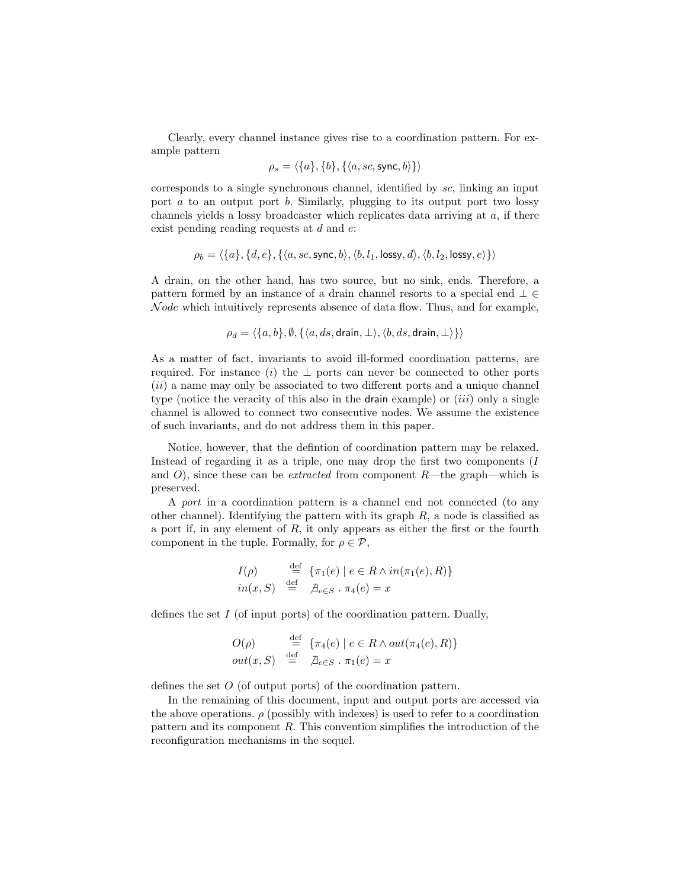Clearly, every channel instance gives rise to a coordination pattern. For example pattern

$$\rho_s = \langle \{a\}, \{b\}, \{\langle a, sc, \mathsf{sync}, b\rangle\}\rangle$$

corresponds to a single synchronous channel, identified by $sc$, linking an input port $a$ to an output port $b$. Similarly, plugging to its output port two lossy channels yields a lossy broadcaster which replicates data arriving at $a$, if there exist pending reading requests at $d$ and $e$:

$$\rho_b = \langle \{a\}, \{d, e\}, \{\langle a, sc, \mathsf{sync}, b\rangle, \langle b, l_1, \mathsf{lossy}, d\rangle, \langle b, l_2, \mathsf{lossy}, e\rangle\}\rangle$$

A drain, on the other hand, has two source, but no sink, ends. Therefore, a pattern formed by an instance of a drain channel resorts to a special end $\perp \in \mathcal{N}ode$ which intuitively represents absence of data flow. Thus, and for example,

$$\rho_d = \langle \{a, b\}, \emptyset, \{\langle a, ds, \mathsf{drain}, \perp\rangle, \langle b, ds, \mathsf{drain}, \perp\rangle\}\rangle$$

As a matter of fact, invariants to avoid ill-formed coordination patterns, are required. For instance $(i)$ the $\perp$ ports can never be connected to other ports $(ii)$ a name may only be associated to two different ports and a unique channel type (notice the veracity of this also in the drain example) or $(iii)$ only a single channel is allowed to connect two consecutive nodes. We assume the existence of such invariants, and do not address them in this paper.

Notice, however, that the defintion of coordination pattern may be relaxed. Instead of regarding it as a triple, one may drop the first two components ($I$ and $O$), since these can be *extracted* from component $R$—the graph—which is preserved.

A *port* in a coordination pattern is a channel end not connected (to any other channel). Identifying the pattern with its graph $R$, a node is classified as a port if, in any element of $R$, it only appears as either the first or the fourth component in the tuple. Formally, for $\rho \in \mathcal{P}$,

$$\begin{aligned} I(\rho) &\stackrel{\text{def}}{=} \{\pi_1(e) \mid e \in R \wedge in(\pi_1(e), R)\} \\ in(x, S) &\stackrel{\text{def}}{=} \nexists_{e \in S} \,.\, \pi_4(e) = x \end{aligned}$$

defines the set $I$ (of input ports) of the coordination pattern. Dually,

$$\begin{aligned} O(\rho) &\stackrel{\text{def}}{=} \{\pi_4(e) \mid e \in R \wedge out(\pi_4(e), R)\} \\ out(x, S) &\stackrel{\text{def}}{=} \nexists_{e \in S} \,.\, \pi_1(e) = x \end{aligned}$$

defines the set $O$ (of output ports) of the coordination pattern.

In the remaining of this document, input and output ports are accessed via the above operations. $\rho$ (possibly with indexes) is used to refer to a coordination pattern and its component $R$. This convention simplifies the introduction of the reconfiguration mechanisms in the sequel.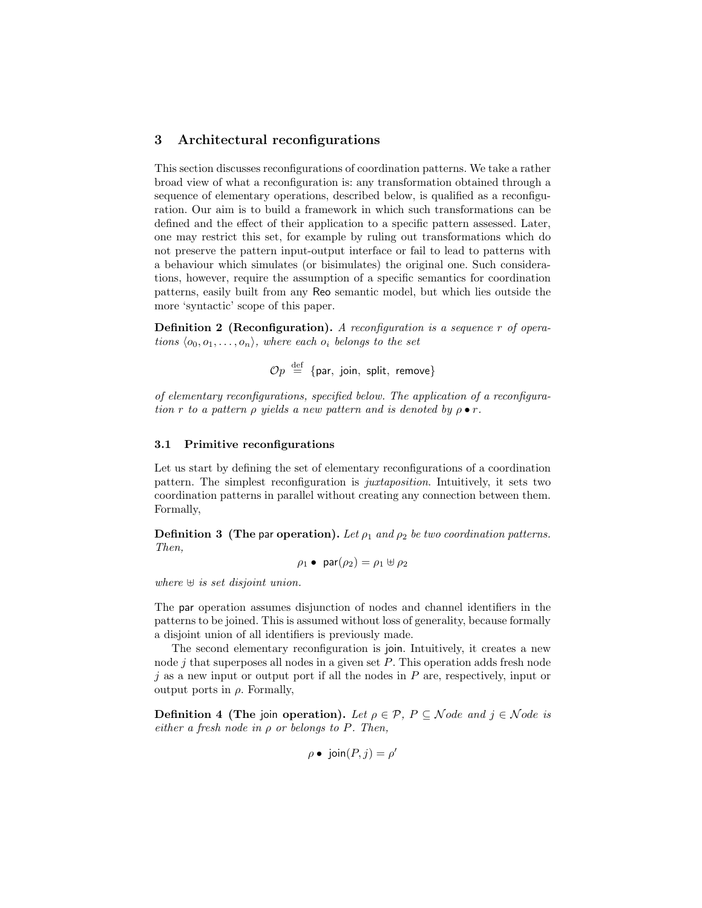## 3 Architectural reconfigurations

This section discusses reconfigurations of coordination patterns. We take a rather broad view of what a reconfiguration is: any transformation obtained through a sequence of elementary operations, described below, is qualified as a reconfiguration. Our aim is to build a framework in which such transformations can be defined and the effect of their application to a specific pattern assessed. Later, one may restrict this set, for example by ruling out transformations which do not preserve the pattern input-output interface or fail to lead to patterns with a behaviour which simulates (or bisimulates) the original one. Such considerations, however, require the assumption of a specific semantics for coordination patterns, easily built from any Reo semantic model, but which lies outside the more 'syntactic' scope of this paper.

**Definition 2 (Reconfiguration).** *A reconfiguration is a sequence $r$ of operations $\langle o_0, o_1, \ldots, o_n \rangle$, where each $o_i$ belongs to the set*

$$\mathcal{O}p \stackrel{\text{def}}{=} \{\mathsf{par},\ \mathsf{join},\ \mathsf{split},\ \mathsf{remove}\}$$

*of elementary reconfigurations, specified below. The application of a reconfiguration $r$ to a pattern $\rho$ yields a new pattern and is denoted by $\rho \bullet r$.*

### 3.1 Primitive reconfigurations

Let us start by defining the set of elementary reconfigurations of a coordination pattern. The simplest reconfiguration is *juxtaposition*. Intuitively, it sets two coordination patterns in parallel without creating any connection between them. Formally,

**Definition 3 (The par operation).** *Let $\rho_1$ and $\rho_2$ be two coordination patterns. Then,*

$$\rho_1 \bullet\ \mathsf{par}(\rho_2) = \rho_1 \uplus \rho_2$$

*where $\uplus$ is set disjoint union.*

The par operation assumes disjunction of nodes and channel identifiers in the patterns to be joined. This is assumed without loss of generality, because formally a disjoint union of all identifiers is previously made.

The second elementary reconfiguration is join. Intuitively, it creates a new node $j$ that superposes all nodes in a given set $P$. This operation adds fresh node $j$ as a new input or output port if all the nodes in $P$ are, respectively, input or output ports in $\rho$. Formally,

**Definition 4 (The join operation).** *Let $\rho \in \mathcal{P}$, $P \subseteq \mathcal{N}ode$ and $j \in \mathcal{N}ode$ is either a fresh node in $\rho$ or belongs to $P$. Then,*

$$\rho \bullet\ \mathsf{join}(P, j) = \rho'$$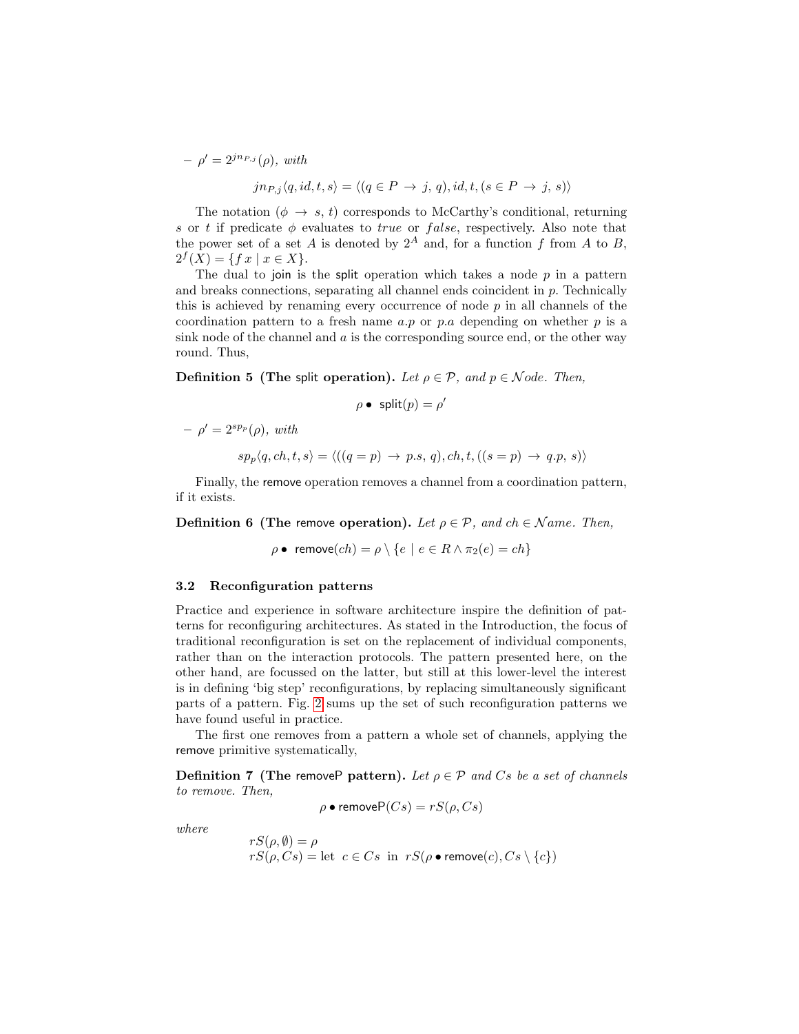– $\rho' = 2^{jn_{P,j}}(\rho)$, *with*

$$jn_{P,j}\langle q, id, t, s\rangle = \langle (q \in P \rightarrow j,\, q), id, t, (s \in P \rightarrow j,\, s)\rangle$$

The notation $(\phi \rightarrow s,\, t)$ corresponds to McCarthy's conditional, returning $s$ or $t$ if predicate $\phi$ evaluates to $true$ or $false$, respectively. Also note that the power set of a set $A$ is denoted by $2^A$ and, for a function $f$ from $A$ to $B$, $2^f(X) = \{f\,x \mid x \in X\}$.

The dual to join is the split operation which takes a node $p$ in a pattern and breaks connections, separating all channel ends coincident in $p$. Technically this is achieved by renaming every occurrence of node $p$ in all channels of the coordination pattern to a fresh name $a.p$ or $p.a$ depending on whether $p$ is a sink node of the channel and $a$ is the corresponding source end, or the other way round. Thus,

**Definition 5 (The split operation).** *Let $\rho \in \mathcal{P}$, and $p \in \mathcal{N}ode$. Then,*

$$\rho \bullet \ \mathsf{split}(p) = \rho'$$

– $\rho' = 2^{sp_p}(\rho)$, *with*

$$sp_p\langle q, ch, t, s\rangle = \langle ((q = p) \rightarrow p.s,\, q), ch, t, ((s = p) \rightarrow q.p,\, s)\rangle$$

Finally, the remove operation removes a channel from a coordination pattern, if it exists.

**Definition 6 (The remove operation).** *Let $\rho \in \mathcal{P}$, and $ch \in \mathcal{N}ame$. Then,*

$$\rho \bullet \ \mathsf{remove}(ch) = \rho \setminus \{e \mid e \in R \wedge \pi_2(e) = ch\}$$

### 3.2 Reconfiguration patterns

Practice and experience in software architecture inspire the definition of patterns for reconfiguring architectures. As stated in the Introduction, the focus of traditional reconfiguration is set on the replacement of individual components, rather than on the interaction protocols. The pattern presented here, on the other hand, are focussed on the latter, but still at this lower-level the interest is in defining 'big step' reconfigurations, by replacing simultaneously significant parts of a pattern. Fig. 2 sums up the set of such reconfiguration patterns we have found useful in practice.

The first one removes from a pattern a whole set of channels, applying the remove primitive systematically,

**Definition 7 (The removeP pattern).** *Let $\rho \in \mathcal{P}$ and $Cs$ be a set of channels to remove. Then,*

$$\rho \bullet \mathsf{removeP}(Cs) = rS(\rho, Cs)$$

*where*

$$rS(\rho, \emptyset) = \rho$$
$$rS(\rho, Cs) = \text{let } \ c \in Cs \ \text{ in } \ rS(\rho \bullet \mathsf{remove}(c), Cs \setminus \{c\})$$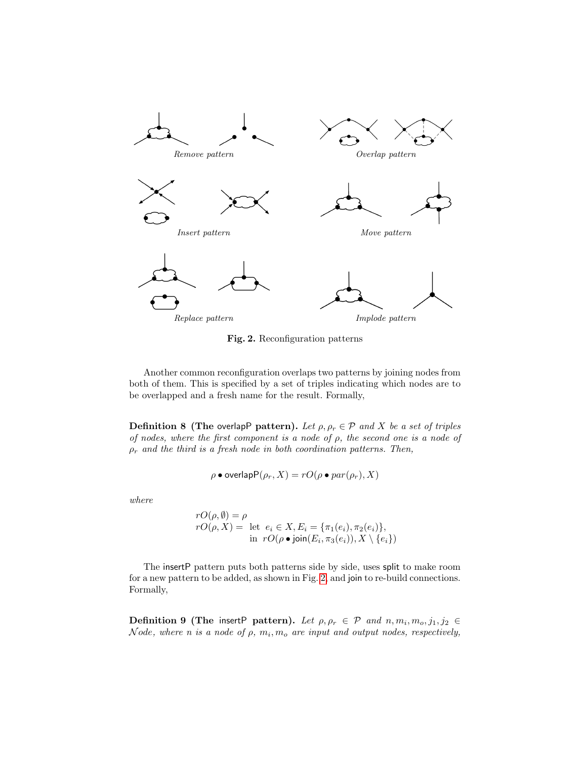*Remove pattern*

*Overlap pattern*

*Insert pattern*

*Move pattern*

*Replace pattern*

*Implode pattern*

**Fig. 2.** Reconfiguration patterns

Another common reconfiguration overlaps two patterns by joining nodes from both of them. This is specified by a set of triples indicating which nodes are to be overlapped and a fresh name for the result. Formally,

**Definition 8 (The overlapP pattern).** *Let $\rho, \rho_r \in \mathcal{P}$ and $X$ be a set of triples of nodes, where the first component is a node of $\rho$, the second one is a node of $\rho_r$ and the third is a fresh node in both coordination patterns. Then,*

$$\rho \bullet \mathsf{overlapP}(\rho_r, X) = rO(\rho \bullet par(\rho_r), X)$$

*where*

$$\begin{aligned} rO(\rho, \emptyset) &= \rho \\ rO(\rho, X) &= \text{ let } \; e_i \in X, E_i = \{\pi_1(e_i), \pi_2(e_i)\}, \\ &\quad\;\; \text{in } \; rO(\rho \bullet \mathsf{join}(E_i, \pi_3(e_i)), X \setminus \{e_i\}) \end{aligned}$$

The insertP pattern puts both patterns side by side, uses split to make room for a new pattern to be added, as shown in Fig. 2, and join to re-build connections. Formally,

**Definition 9 (The insertP pattern).** *Let $\rho, \rho_r \in \mathcal{P}$ and $n, m_i, m_o, j_1, j_2 \in \mathcal{N}ode$, where $n$ is a node of $\rho$, $m_i, m_o$ are input and output nodes, respectively,*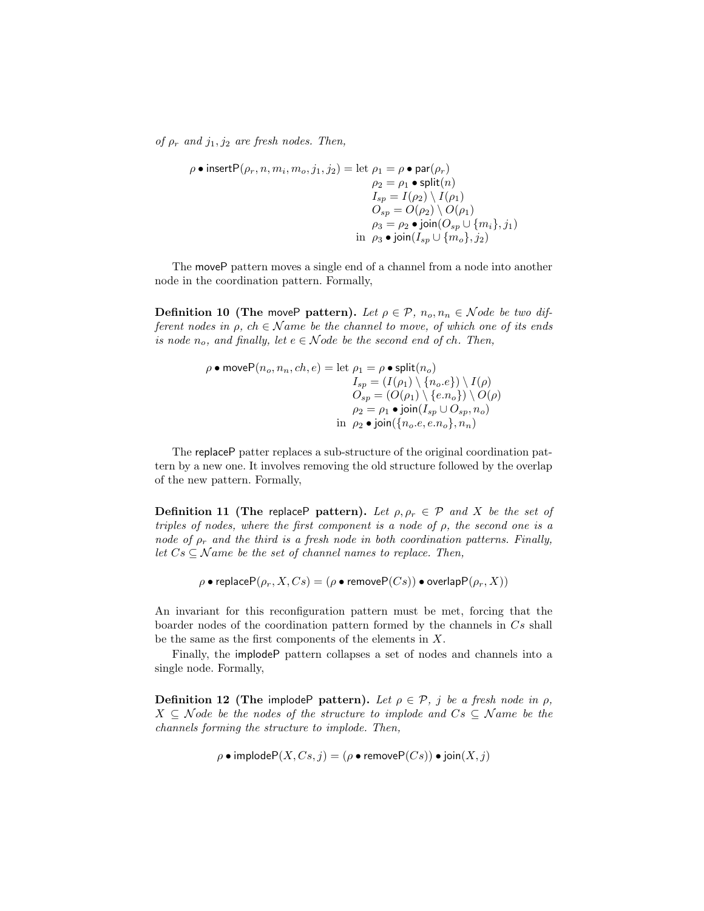*of $\rho_r$ and $j_1, j_2$ are fresh nodes. Then,*

$$
\begin{aligned}
\rho \bullet \mathsf{insertP}(\rho_r, n, m_i, m_o, j_1, j_2) = \text{let } & \rho_1 = \rho \bullet \mathsf{par}(\rho_r) \\
& \rho_2 = \rho_1 \bullet \mathsf{split}(n) \\
& I_{sp} = I(\rho_2) \setminus I(\rho_1) \\
& O_{sp} = O(\rho_2) \setminus O(\rho_1) \\
& \rho_3 = \rho_2 \bullet \mathsf{join}(O_{sp} \cup \{m_i\}, j_1) \\
\text{in } & \rho_3 \bullet \mathsf{join}(I_{sp} \cup \{m_o\}, j_2)
\end{aligned}
$$

The moveP pattern moves a single end of a channel from a node into another node in the coordination pattern. Formally,

**Definition 10 (The moveP pattern).** *Let $\rho \in \mathcal{P}$, $n_o, n_n \in \mathcal{N}ode$ be two different nodes in $\rho$, $ch \in \mathcal{N}ame$ be the channel to move, of which one of its ends is node $n_o$, and finally, let $e \in \mathcal{N}ode$ be the second end of $ch$. Then,*

$$
\begin{aligned}
\rho \bullet \mathsf{moveP}(n_o, n_n, ch, e) = \text{let } & \rho_1 = \rho \bullet \mathsf{split}(n_o) \\
& I_{sp} = (I(\rho_1) \setminus \{n_o.e\}) \setminus I(\rho) \\
& O_{sp} = (O(\rho_1) \setminus \{e.n_o\}) \setminus O(\rho) \\
& \rho_2 = \rho_1 \bullet \mathsf{join}(I_{sp} \cup O_{sp}, n_o) \\
\text{in } & \rho_2 \bullet \mathsf{join}(\{n_o.e, e.n_o\}, n_n)
\end{aligned}
$$

The replaceP patter replaces a sub-structure of the original coordination pattern by a new one. It involves removing the old structure followed by the overlap of the new pattern. Formally,

**Definition 11 (The replaceP pattern).** *Let $\rho, \rho_r \in \mathcal{P}$ and $X$ be the set of triples of nodes, where the first component is a node of $\rho$, the second one is a node of $\rho_r$ and the third is a fresh node in both coordination patterns. Finally, let $Cs \subseteq \mathcal{N}ame$ be the set of channel names to replace. Then,*

$$
\rho \bullet \mathsf{replaceP}(\rho_r, X, Cs) = (\rho \bullet \mathsf{removeP}(Cs)) \bullet \mathsf{overlapP}(\rho_r, X))
$$

An invariant for this reconfiguration pattern must be met, forcing that the boarder nodes of the coordination pattern formed by the channels in $Cs$ shall be the same as the first components of the elements in $X$.

Finally, the implodeP pattern collapses a set of nodes and channels into a single node. Formally,

**Definition 12 (The implodeP pattern).** *Let $\rho \in \mathcal{P}$, $j$ be a fresh node in $\rho$, $X \subseteq \mathcal{N}ode$ be the nodes of the structure to implode and $Cs \subseteq \mathcal{N}ame$ be the channels forming the structure to implode. Then,*

$$
\rho \bullet \mathsf{implodeP}(X, Cs, j) = (\rho \bullet \mathsf{removeP}(Cs)) \bullet \mathsf{join}(X, j)
$$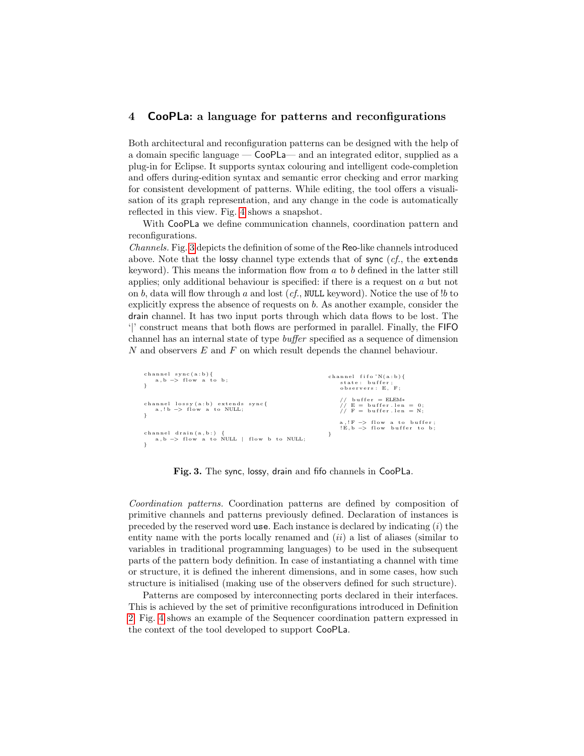## 4 CooPLa: a language for patterns and reconfigurations

Both architectural and reconfiguration patterns can be designed with the help of a domain specific language — CooPLa— and an integrated editor, supplied as a plug-in for Eclipse. It supports syntax colouring and intelligent code-completion and offers during-edition syntax and semantic error checking and error marking for consistent development of patterns. While editing, the tool offers a visualisation of its graph representation, and any change in the code is automatically reflected in this view. Fig. 4 shows a snapshot.

With CooPLa we define communication channels, coordination pattern and reconfigurations.

*Channels.* Fig. 3 depicts the definition of some of the Reo-like channels introduced above. Note that the lossy channel type extends that of sync (*cf.*, the `extends` keyword). This means the information flow from $a$ to $b$ defined in the latter still applies; only additional behaviour is specified: if there is a request on $a$ but not on $b$, data will flow through $a$ and lost (*cf.*, `NULL` keyword). Notice the use of $!b$ to explicitly express the absence of requests on $b$. As another example, consider the drain channel. It has two input ports through which data flows to be lost. The '|' construct means that both flows are performed in parallel. Finally, the FIFO channel has an internal state of type *buffer* specified as a sequence of dimension $N$ and observers $E$ and $F$ on which result depends the channel behaviour.

```
channel sync(a:b){
    a,b -> flow a to b;
}


channel lossy(a:b) extends sync{
    a,!b -> flow a to NULL;
}


channel drain(a,b:) {
    a,b -> flow a to NULL | flow b to NULL;
}
```

```
channel fifo~N(a:b){
    state: buffer;
    observers: E, F;

    // buffer = ELEM*
    // E = buffer.len = 0;
    // F = buffer.len = N;

    a,!F -> flow a to buffer;
    !E,b -> flow buffer to b;
}
```

**Fig. 3.** The sync, lossy, drain and fifo channels in CooPLa.

*Coordination patterns.* Coordination patterns are defined by composition of primitive channels and patterns previously defined. Declaration of instances is preceded by the reserved word `use`. Each instance is declared by indicating ($i$) the entity name with the ports locally renamed and ($ii$) a list of aliases (similar to variables in traditional programming languages) to be used in the subsequent parts of the pattern body definition. In case of instantiating a channel with time or structure, it is defined the inherent dimensions, and in some cases, how such structure is initialised (making use of the observers defined for such structure).

Patterns are composed by interconnecting ports declared in their interfaces. This is achieved by the set of primitive reconfigurations introduced in Definition 2. Fig. 4 shows an example of the Sequencer coordination pattern expressed in the context of the tool developed to support CooPLa.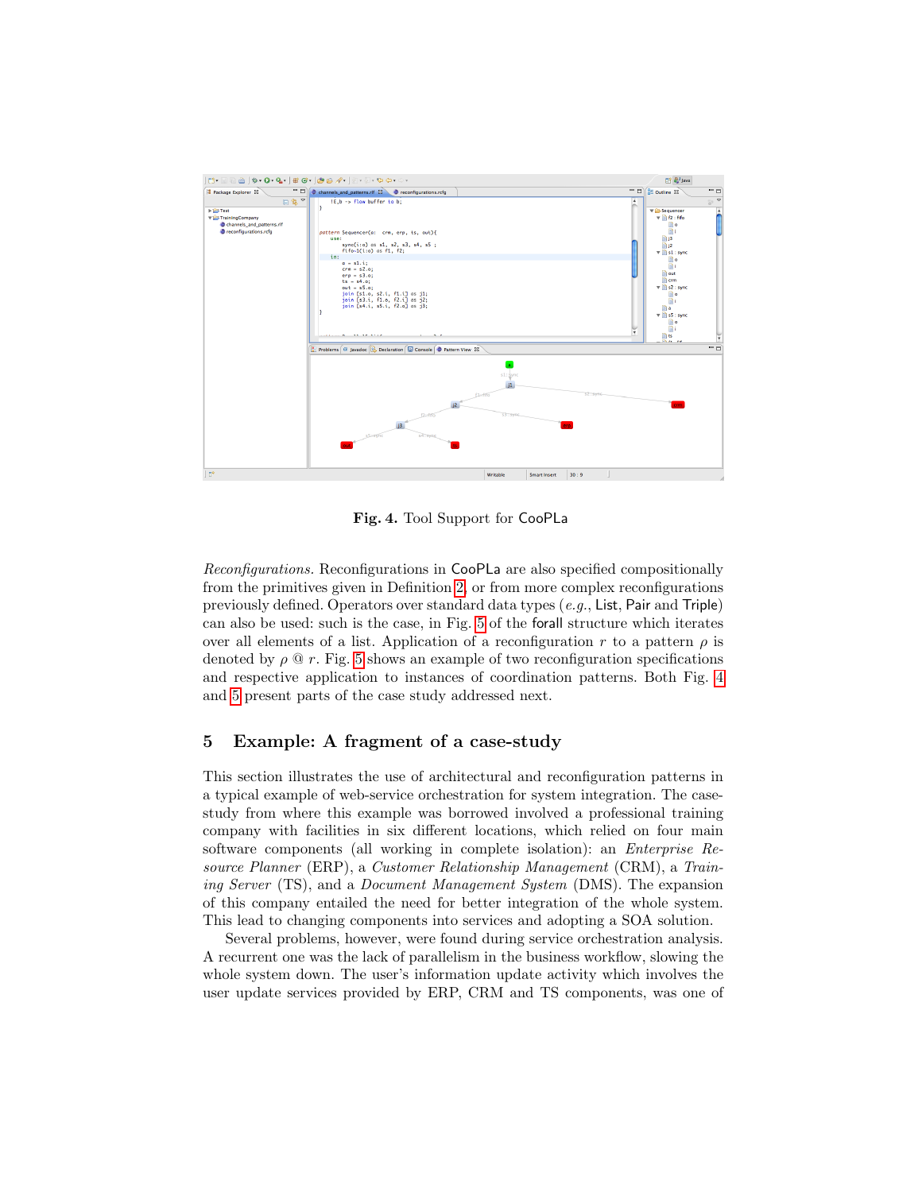**Fig. 4.** Tool Support for CooPLa

*Reconfigurations.* Reconfigurations in CooPLa are also specified compositionally from the primitives given in Definition 2, or from more complex reconfigurations previously defined. Operators over standard data types (*e.g.*, List, Pair and Triple) can also be used: such is the case, in Fig. 5 of the forall structure which iterates over all elements of a list. Application of a reconfiguration $r$ to a pattern $\rho$ is denoted by $\rho$ @ $r$. Fig. 5 shows an example of two reconfiguration specifications and respective application to instances of coordination patterns. Both Fig. 4 and 5 present parts of the case study addressed next.

## 5 Example: A fragment of a case-study

This section illustrates the use of architectural and reconfiguration patterns in a typical example of web-service orchestration for system integration. The case-study from where this example was borrowed involved a professional training company with facilities in six different locations, which relied on four main software components (all working in complete isolation): an *Enterprise Resource Planner* (ERP), a *Customer Relationship Management* (CRM), a *Training Server* (TS), and a *Document Management System* (DMS). The expansion of this company entailed the need for better integration of the whole system. This lead to changing components into services and adopting a SOA solution.

Several problems, however, were found during service orchestration analysis. A recurrent one was the lack of parallelism in the business workflow, slowing the whole system down. The user's information update activity which involves the user update services provided by ERP, CRM and TS components, was one of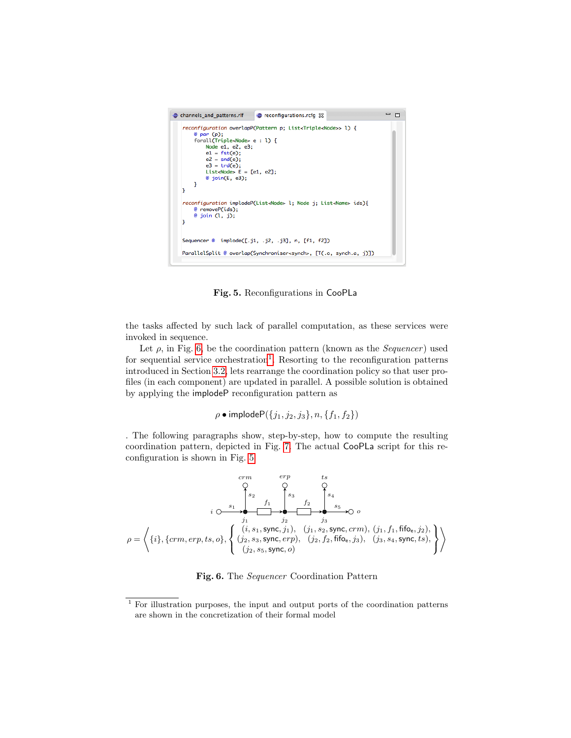```
reconfiguration overlapP(Pattern p; List<Triple<Node>> l) {
    @ par (p);
    forall(Triple<Node> e : l) {
        Node e1, e2, e3;
        e1 = fst(e);
        e2 = snd(e);
        e3 = trd(e);
        List<Node> E = [e1, e2];
        @ join(E, e3);
    }
}

reconfiguration implodeP(List<Node> l; Node j; List<Name> ids){
    @ removeP(ids);
    @ join (l, j);
}

Sequencer @  implode([.j1, .j2, .j3], n, [f1, f2])

ParallelSplit @ overlap(Synchroniser<synch>, [T(.o, synch.a, j)])
```

**Fig. 5.** Reconfigurations in CooPLa

the tasks affected by such lack of parallel computation, as these services were invoked in sequence.

Let $\rho$, in Fig. 6, be the coordination pattern (known as the *Sequencer*) used for sequential service orchestration[1]. Resorting to the reconfiguration patterns introduced in Section 3.2, lets rearrange the coordination policy so that user profiles (in each component) are updated in parallel. A possible solution is obtained by applying the implodeP reconfiguration pattern as

$$\rho \bullet \mathsf{implodeP}(\{j_1, j_2, j_3\}, n, \{f_1, f_2\})$$

. The following paragraphs show, step-by-step, how to compute the resulting coordination pattern, depicted in Fig. 7. The actual CooPLa script for this reconfiguration is shown in Fig. 5.

$$\rho = \left\langle \{i\}, \{crm, erp, ts, o\}, \left\{ \begin{array}{lll} (i, s_1, \mathsf{sync}, j_1), & (j_1, s_2, \mathsf{sync}, crm), & (j_1, f_1, \mathsf{fifo_e}, j_2), \\ (j_2, s_3, \mathsf{sync}, erp), & (j_2, f_2, \mathsf{fifo_e}, j_3), & (j_3, s_4, \mathsf{sync}, ts), \\ (j_2, s_5, \mathsf{sync}, o) & & \end{array} \right\} \right\rangle$$

**Fig. 6.** The *Sequencer* Coordination Pattern

[1] For illustration purposes, the input and output ports of the coordination patterns are shown in the concretization of their formal model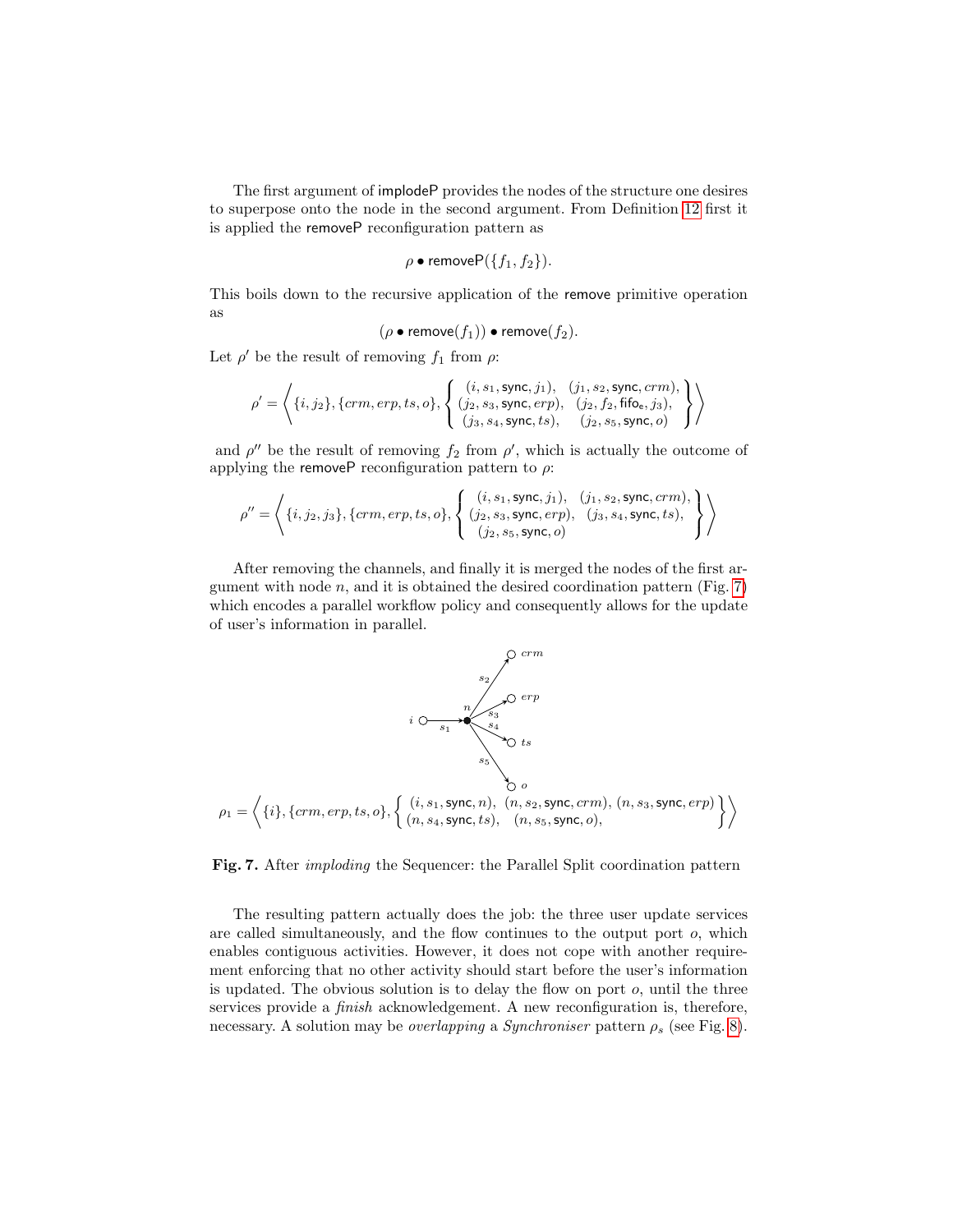The first argument of implodeP provides the nodes of the structure one desires to superpose onto the node in the second argument. From Definition 12 first it is applied the removeP reconfiguration pattern as

$$\rho \bullet \mathsf{removeP}(\{f_1, f_2\}).$$

This boils down to the recursive application of the remove primitive operation as

$$(\rho \bullet \mathsf{remove}(f_1)) \bullet \mathsf{remove}(f_2).$$

Let $\rho'$ be the result of removing $f_1$ from $\rho$:

$$\rho' = \left\langle \{i, j_2\}, \{crm, erp, ts, o\}, \left\{ \begin{array}{ll} (i, s_1, \mathsf{sync}, j_1), & (j_1, s_2, \mathsf{sync}, crm), \\ (j_2, s_3, \mathsf{sync}, erp), & (j_2, f_2, \mathsf{fifo_e}, j_3), \\ (j_3, s_4, \mathsf{sync}, ts), & (j_2, s_5, \mathsf{sync}, o) \end{array} \right\} \right\rangle$$

and $\rho''$ be the result of removing $f_2$ from $\rho'$, which is actually the outcome of applying the removeP reconfiguration pattern to $\rho$:

$$\rho'' = \left\langle \{i, j_2, j_3\}, \{crm, erp, ts, o\}, \left\{ \begin{array}{ll} (i, s_1, \mathsf{sync}, j_1), & (j_1, s_2, \mathsf{sync}, crm), \\ (j_2, s_3, \mathsf{sync}, erp), & (j_3, s_4, \mathsf{sync}, ts), \\ (j_2, s_5, \mathsf{sync}, o) & \end{array} \right\} \right\rangle$$

After removing the channels, and finally it is merged the nodes of the first argument with node $n$, and it is obtained the desired coordination pattern (Fig. 7) which encodes a parallel workflow policy and consequently allows for the update of user's information in parallel.

$$\rho_1 = \left\langle \{i\}, \{crm, erp, ts, o\}, \left\{ \begin{array}{l} (i, s_1, \mathsf{sync}, n), \ (n, s_2, \mathsf{sync}, crm), (n, s_3, \mathsf{sync}, erp) \\ (n, s_4, \mathsf{sync}, ts), \ \ (n, s_5, \mathsf{sync}, o), \end{array} \right\} \right\rangle$$

**Fig. 7.** After *imploding* the Sequencer: the Parallel Split coordination pattern

The resulting pattern actually does the job: the three user update services are called simultaneously, and the flow continues to the output port $o$, which enables contiguous activities. However, it does not cope with another requirement enforcing that no other activity should start before the user's information is updated. The obvious solution is to delay the flow on port $o$, until the three services provide a *finish* acknowledgement. A new reconfiguration is, therefore, necessary. A solution may be *overlapping* a *Synchroniser* pattern $\rho_s$ (see Fig. 8).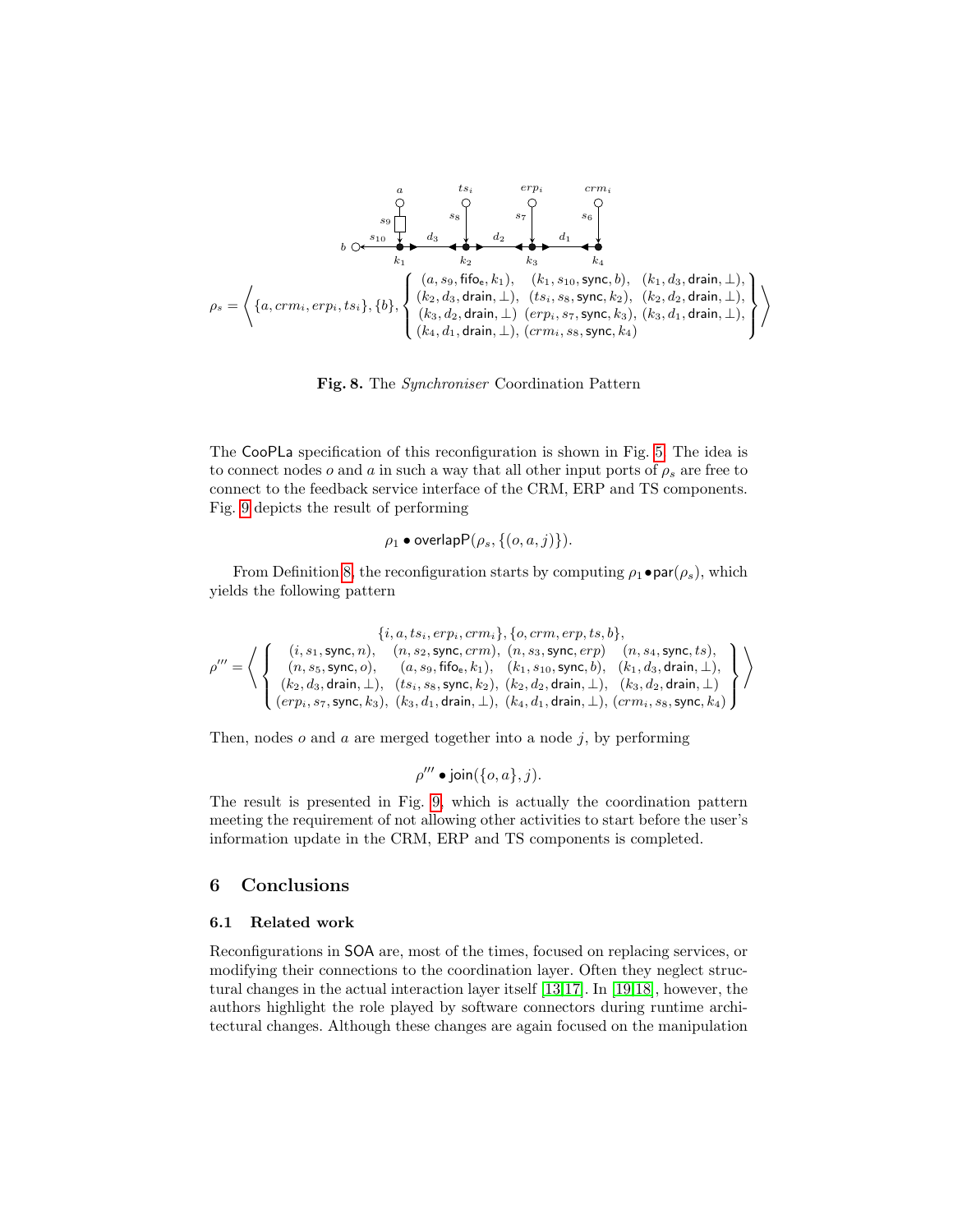$$\rho_s = \left\langle \{a, crm_i, erp_i, ts_i\}, \{b\}, \left\{ \begin{array}{l} (a, s_9, \mathsf{fifo_e}, k_1),\quad (k_1, s_{10}, \mathsf{sync}, b),\quad (k_1, d_3, \mathsf{drain}, \perp), \\ (k_2, d_3, \mathsf{drain}, \perp),\ (ts_i, s_8, \mathsf{sync}, k_2),\ (k_2, d_2, \mathsf{drain}, \perp), \\ (k_3, d_2, \mathsf{drain}, \perp)\ (erp_i, s_7, \mathsf{sync}, k_3),\ (k_3, d_1, \mathsf{drain}, \perp), \\ (k_4, d_1, \mathsf{drain}, \perp),\ (crm_i, s_8, \mathsf{sync}, k_4) \end{array} \right\} \right\rangle$$

**Fig. 8.** The *Synchroniser* Coordination Pattern

The CooPLa specification of this reconfiguration is shown in Fig. 5. The idea is to connect nodes $o$ and $a$ in such a way that all other input ports of $\rho_s$ are free to connect to the feedback service interface of the CRM, ERP and TS components. Fig. 9 depicts the result of performing

$$\rho_1 \bullet \mathsf{overlapP}(\rho_s, \{(o, a, j)\}).$$

From Definition 8, the reconfiguration starts by computing $\rho_1 \bullet \mathsf{par}(\rho_s)$, which yields the following pattern

$$\rho''' = \left\langle \begin{array}{c} \{i, a, ts_i, erp_i, crm_i\}, \{o, crm, erp, ts, b\}, \\ \left\{ \begin{array}{l} (i, s_1, \mathsf{sync}, n),\quad (n, s_2, \mathsf{sync}, crm),\ (n, s_3, \mathsf{sync}, erp)\quad (n, s_4, \mathsf{sync}, ts), \\ (n, s_5, \mathsf{sync}, o),\quad (a, s_9, \mathsf{fifo_e}, k_1),\quad (k_1, s_{10}, \mathsf{sync}, b),\quad (k_1, d_3, \mathsf{drain}, \perp), \\ (k_2, d_3, \mathsf{drain}, \perp),\ (ts_i, s_8, \mathsf{sync}, k_2),\ (k_2, d_2, \mathsf{drain}, \perp),\ (k_3, d_2, \mathsf{drain}, \perp) \\ (erp_i, s_7, \mathsf{sync}, k_3),\ (k_3, d_1, \mathsf{drain}, \perp),\ (k_4, d_1, \mathsf{drain}, \perp),\ (crm_i, s_8, \mathsf{sync}, k_4) \end{array} \right\} \end{array} \right\rangle$$

Then, nodes $o$ and $a$ are merged together into a node $j$, by performing

$$\rho''' \bullet \mathsf{join}(\{o, a\}, j).$$

The result is presented in Fig. 9, which is actually the coordination pattern meeting the requirement of not allowing other activities to start before the user's information update in the CRM, ERP and TS components is completed.

## 6 Conclusions

### 6.1 Related work

Reconfigurations in SOA are, most of the times, focused on replacing services, or modifying their connections to the coordination layer. Often they neglect structural changes in the actual interaction layer itself [13,17]. In [19,18], however, the authors highlight the role played by software connectors during runtime architectural changes. Although these changes are again focused on the manipulation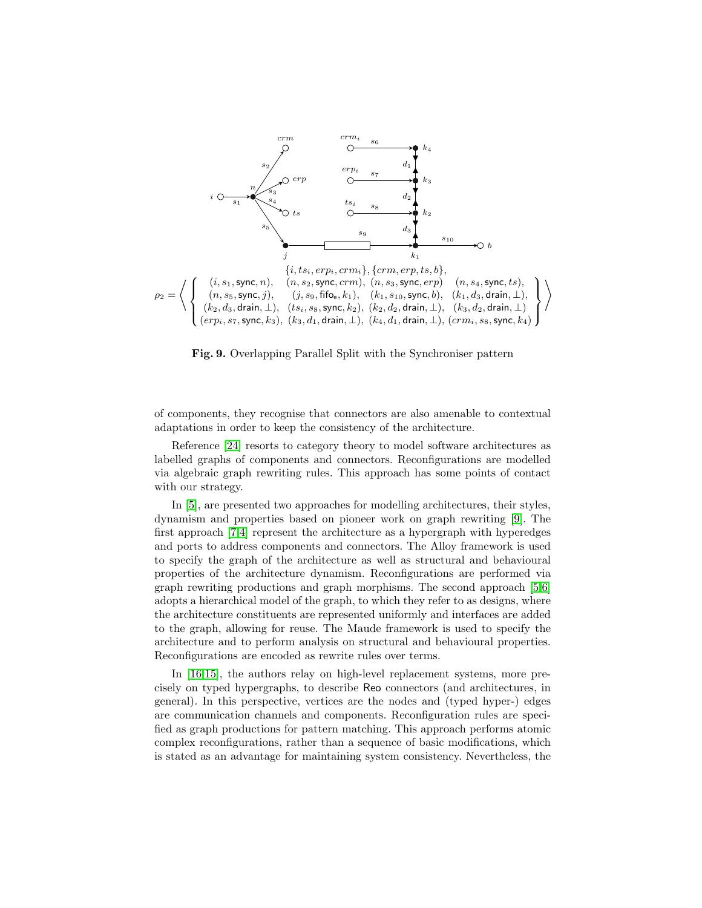$$\rho_2 = \left\langle \begin{array}{c} \{i, ts_i, erp_i, crm_i\}, \{crm, erp, ts, b\}, \\ \left\{ \begin{array}{llll} (i, s_1, \mathsf{sync}, n), & (n, s_2, \mathsf{sync}, crm), & (n, s_3, \mathsf{sync}, erp) & (n, s_4, \mathsf{sync}, ts), \\ (n, s_5, \mathsf{sync}, j), & (j, s_9, \mathsf{fifo_e}, k_1), & (k_1, s_{10}, \mathsf{sync}, b), & (k_1, d_3, \mathsf{drain}, \perp), \\ (k_2, d_3, \mathsf{drain}, \perp), & (ts_i, s_8, \mathsf{sync}, k_2), & (k_2, d_2, \mathsf{drain}, \perp), & (k_3, d_2, \mathsf{drain}, \perp) \\ (erp_i, s_7, \mathsf{sync}, k_3), & (k_3, d_1, \mathsf{drain}, \perp), & (k_4, d_1, \mathsf{drain}, \perp), & (crm_i, s_8, \mathsf{sync}, k_4) \end{array} \right\} \end{array} \right\rangle$$

**Fig. 9.** Overlapping Parallel Split with the Synchroniser pattern

of components, they recognise that connectors are also amenable to contextual adaptations in order to keep the consistency of the architecture.

Reference [24] resorts to category theory to model software architectures as labelled graphs of components and connectors. Reconfigurations are modelled via algebraic graph rewriting rules. This approach has some points of contact with our strategy.

In [5], are presented two approaches for modelling architectures, their styles, dynamism and properties based on pioneer work on graph rewriting [9]. The first approach [7,4] represent the architecture as a hypergraph with hyperedges and ports to address components and connectors. The Alloy framework is used to specify the graph of the architecture as well as structural and behavioural properties of the architecture dynamism. Reconfigurations are performed via graph rewriting productions and graph morphisms. The second approach [5,6] adopts a hierarchical model of the graph, to which they refer to as designs, where the architecture constituents are represented uniformly and interfaces are added to the graph, allowing for reuse. The Maude framework is used to specify the architecture and to perform analysis on structural and behavioural properties. Reconfigurations are encoded as rewrite rules over terms.

In [16,15], the authors relay on high-level replacement systems, more precisely on typed hypergraphs, to describe Reo connectors (and architectures, in general). In this perspective, vertices are the nodes and (typed hyper-) edges are communication channels and components. Reconfiguration rules are specified as graph productions for pattern matching. This approach performs atomic complex reconfigurations, rather than a sequence of basic modifications, which is stated as an advantage for maintaining system consistency. Nevertheless, the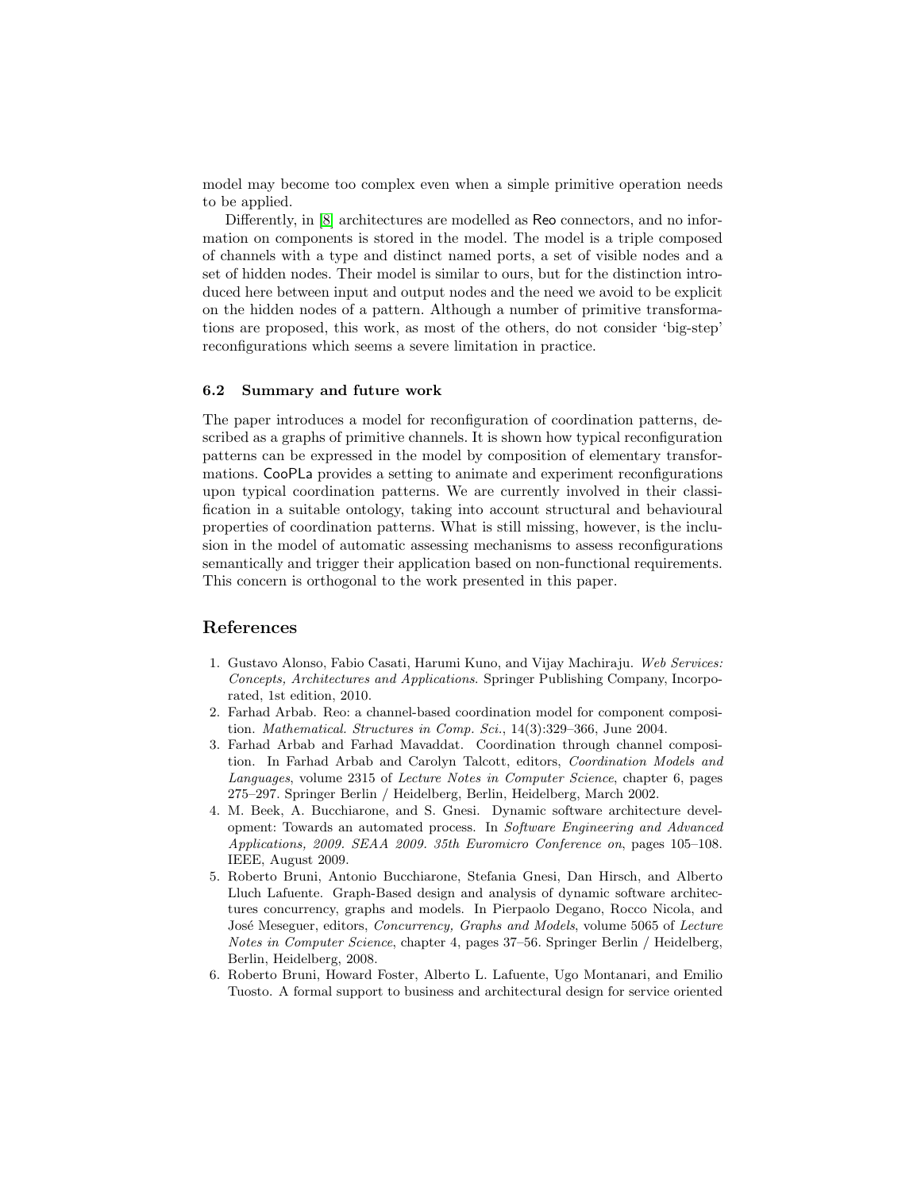model may become too complex even when a simple primitive operation needs to be applied.

Differently, in [8] architectures are modelled as Reo connectors, and no information on components is stored in the model. The model is a triple composed of channels with a type and distinct named ports, a set of visible nodes and a set of hidden nodes. Their model is similar to ours, but for the distinction introduced here between input and output nodes and the need we avoid to be explicit on the hidden nodes of a pattern. Although a number of primitive transformations are proposed, this work, as most of the others, do not consider 'big-step' reconfigurations which seems a severe limitation in practice.

### 6.2 Summary and future work

The paper introduces a model for reconfiguration of coordination patterns, described as a graphs of primitive channels. It is shown how typical reconfiguration patterns can be expressed in the model by composition of elementary transformations. CooPLa provides a setting to animate and experiment reconfigurations upon typical coordination patterns. We are currently involved in their classification in a suitable ontology, taking into account structural and behavioural properties of coordination patterns. What is still missing, however, is the inclusion in the model of automatic assessing mechanisms to assess reconfigurations semantically and trigger their application based on non-functional requirements. This concern is orthogonal to the work presented in this paper.

## References

1. Gustavo Alonso, Fabio Casati, Harumi Kuno, and Vijay Machiraju. *Web Services: Concepts, Architectures and Applications*. Springer Publishing Company, Incorporated, 1st edition, 2010.
2. Farhad Arbab. Reo: a channel-based coordination model for component composition. *Mathematical. Structures in Comp. Sci.*, 14(3):329–366, June 2004.
3. Farhad Arbab and Farhad Mavaddat. Coordination through channel composition. In Farhad Arbab and Carolyn Talcott, editors, *Coordination Models and Languages*, volume 2315 of *Lecture Notes in Computer Science*, chapter 6, pages 275–297. Springer Berlin / Heidelberg, Berlin, Heidelberg, March 2002.
4. M. Beek, A. Bucchiarone, and S. Gnesi. Dynamic software architecture development: Towards an automated process. In *Software Engineering and Advanced Applications, 2009. SEAA 2009. 35th Euromicro Conference on*, pages 105–108. IEEE, August 2009.
5. Roberto Bruni, Antonio Bucchiarone, Stefania Gnesi, Dan Hirsch, and Alberto Lluch Lafuente. Graph-Based design and analysis of dynamic software architectures concurrency, graphs and models. In Pierpaolo Degano, Rocco Nicola, and José Meseguer, editors, *Concurrency, Graphs and Models*, volume 5065 of *Lecture Notes in Computer Science*, chapter 4, pages 37–56. Springer Berlin / Heidelberg, Berlin, Heidelberg, 2008.
6. Roberto Bruni, Howard Foster, Alberto L. Lafuente, Ugo Montanari, and Emilio Tuosto. A formal support to business and architectural design for service oriented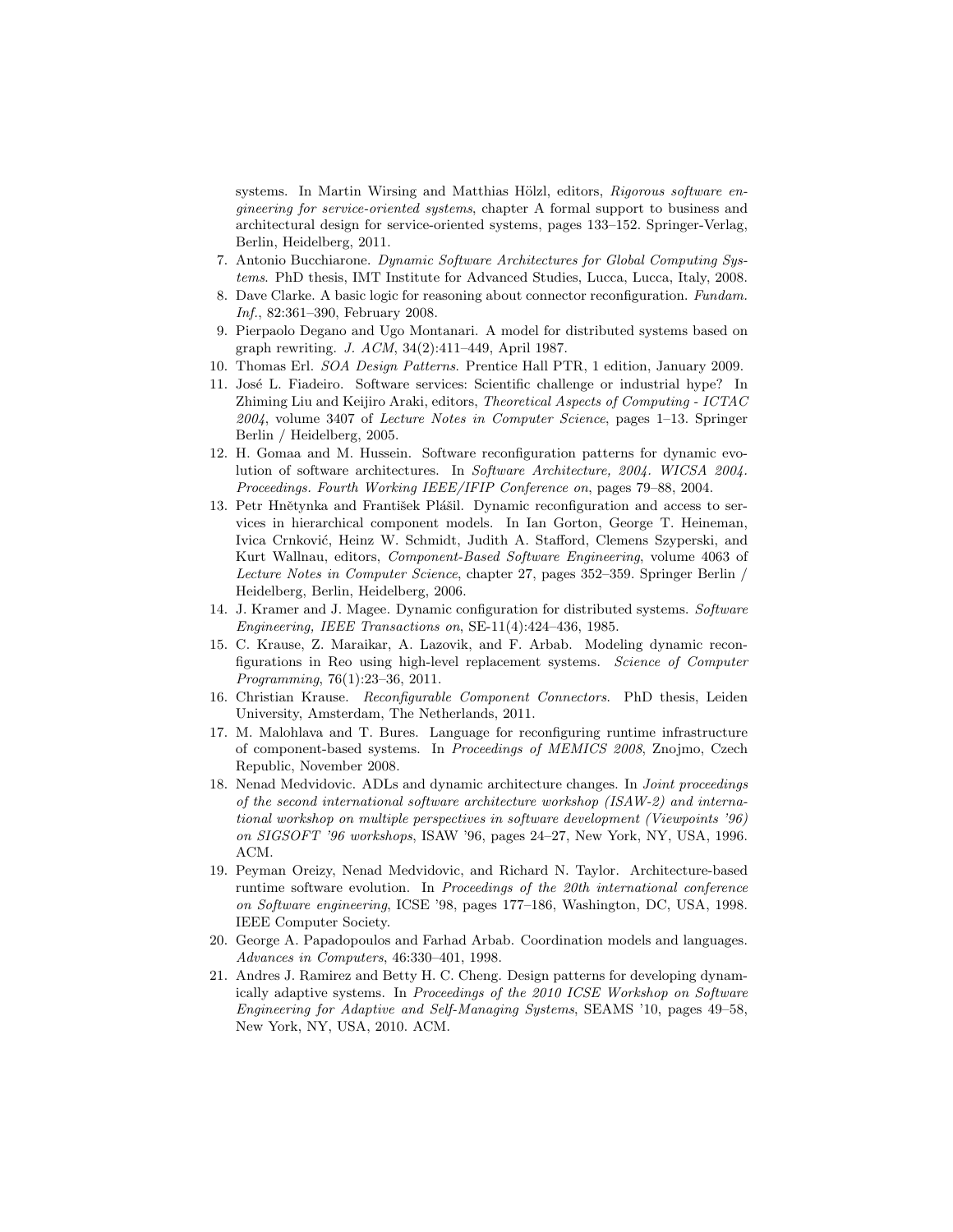systems. In Martin Wirsing and Matthias Hölzl, editors, *Rigorous software engineering for service-oriented systems*, chapter A formal support to business and architectural design for service-oriented systems, pages 133–152. Springer-Verlag, Berlin, Heidelberg, 2011.

7. Antonio Bucchiarone. *Dynamic Software Architectures for Global Computing Systems*. PhD thesis, IMT Institute for Advanced Studies, Lucca, Lucca, Italy, 2008.
8. Dave Clarke. A basic logic for reasoning about connector reconfiguration. *Fundam. Inf.*, 82:361–390, February 2008.
9. Pierpaolo Degano and Ugo Montanari. A model for distributed systems based on graph rewriting. *J. ACM*, 34(2):411–449, April 1987.
10. Thomas Erl. *SOA Design Patterns*. Prentice Hall PTR, 1 edition, January 2009.
11. José L. Fiadeiro. Software services: Scientific challenge or industrial hype? In Zhiming Liu and Keijiro Araki, editors, *Theoretical Aspects of Computing - ICTAC 2004*, volume 3407 of *Lecture Notes in Computer Science*, pages 1–13. Springer Berlin / Heidelberg, 2005.
12. H. Gomaa and M. Hussein. Software reconfiguration patterns for dynamic evolution of software architectures. In *Software Architecture, 2004. WICSA 2004. Proceedings. Fourth Working IEEE/IFIP Conference on*, pages 79–88, 2004.
13. Petr Hnětynka and František Plášil. Dynamic reconfiguration and access to services in hierarchical component models. In Ian Gorton, George T. Heineman, Ivica Crnković, Heinz W. Schmidt, Judith A. Stafford, Clemens Szyperski, and Kurt Wallnau, editors, *Component-Based Software Engineering*, volume 4063 of *Lecture Notes in Computer Science*, chapter 27, pages 352–359. Springer Berlin / Heidelberg, Berlin, Heidelberg, 2006.
14. J. Kramer and J. Magee. Dynamic configuration for distributed systems. *Software Engineering, IEEE Transactions on*, SE-11(4):424–436, 1985.
15. C. Krause, Z. Maraikar, A. Lazovik, and F. Arbab. Modeling dynamic reconfigurations in Reo using high-level replacement systems. *Science of Computer Programming*, 76(1):23–36, 2011.
16. Christian Krause. *Reconfigurable Component Connectors*. PhD thesis, Leiden University, Amsterdam, The Netherlands, 2011.
17. M. Malohlava and T. Bures. Language for reconfiguring runtime infrastructure of component-based systems. In *Proceedings of MEMICS 2008*, Znojmo, Czech Republic, November 2008.
18. Nenad Medvidovic. ADLs and dynamic architecture changes. In *Joint proceedings of the second international software architecture workshop (ISAW-2) and international workshop on multiple perspectives in software development (Viewpoints '96) on SIGSOFT '96 workshops*, ISAW '96, pages 24–27, New York, NY, USA, 1996. ACM.
19. Peyman Oreizy, Nenad Medvidovic, and Richard N. Taylor. Architecture-based runtime software evolution. In *Proceedings of the 20th international conference on Software engineering*, ICSE '98, pages 177–186, Washington, DC, USA, 1998. IEEE Computer Society.
20. George A. Papadopoulos and Farhad Arbab. Coordination models and languages. *Advances in Computers*, 46:330–401, 1998.
21. Andres J. Ramirez and Betty H. C. Cheng. Design patterns for developing dynamically adaptive systems. In *Proceedings of the 2010 ICSE Workshop on Software Engineering for Adaptive and Self-Managing Systems*, SEAMS '10, pages 49–58, New York, NY, USA, 2010. ACM.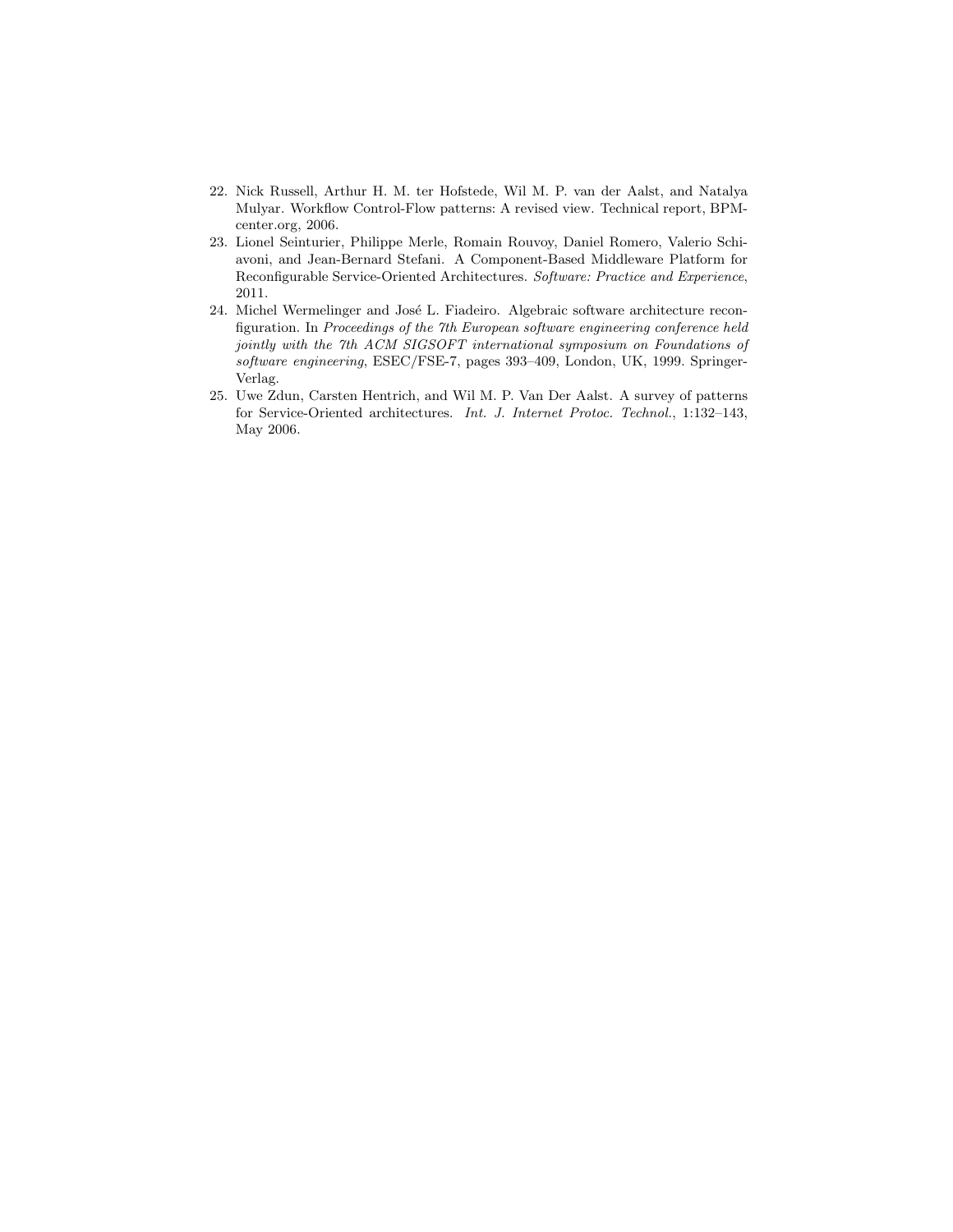22. Nick Russell, Arthur H. M. ter Hofstede, Wil M. P. van der Aalst, and Natalya Mulyar. Workflow Control-Flow patterns: A revised view. Technical report, BPM-center.org, 2006.
23. Lionel Seinturier, Philippe Merle, Romain Rouvoy, Daniel Romero, Valerio Schiavoni, and Jean-Bernard Stefani. A Component-Based Middleware Platform for Reconfigurable Service-Oriented Architectures. *Software: Practice and Experience*, 2011.
24. Michel Wermelinger and José L. Fiadeiro. Algebraic software architecture reconfiguration. In *Proceedings of the 7th European software engineering conference held jointly with the 7th ACM SIGSOFT international symposium on Foundations of software engineering*, ESEC/FSE-7, pages 393–409, London, UK, 1999. Springer-Verlag.
25. Uwe Zdun, Carsten Hentrich, and Wil M. P. Van Der Aalst. A survey of patterns for Service-Oriented architectures. *Int. J. Internet Protoc. Technol.*, 1:132–143, May 2006.